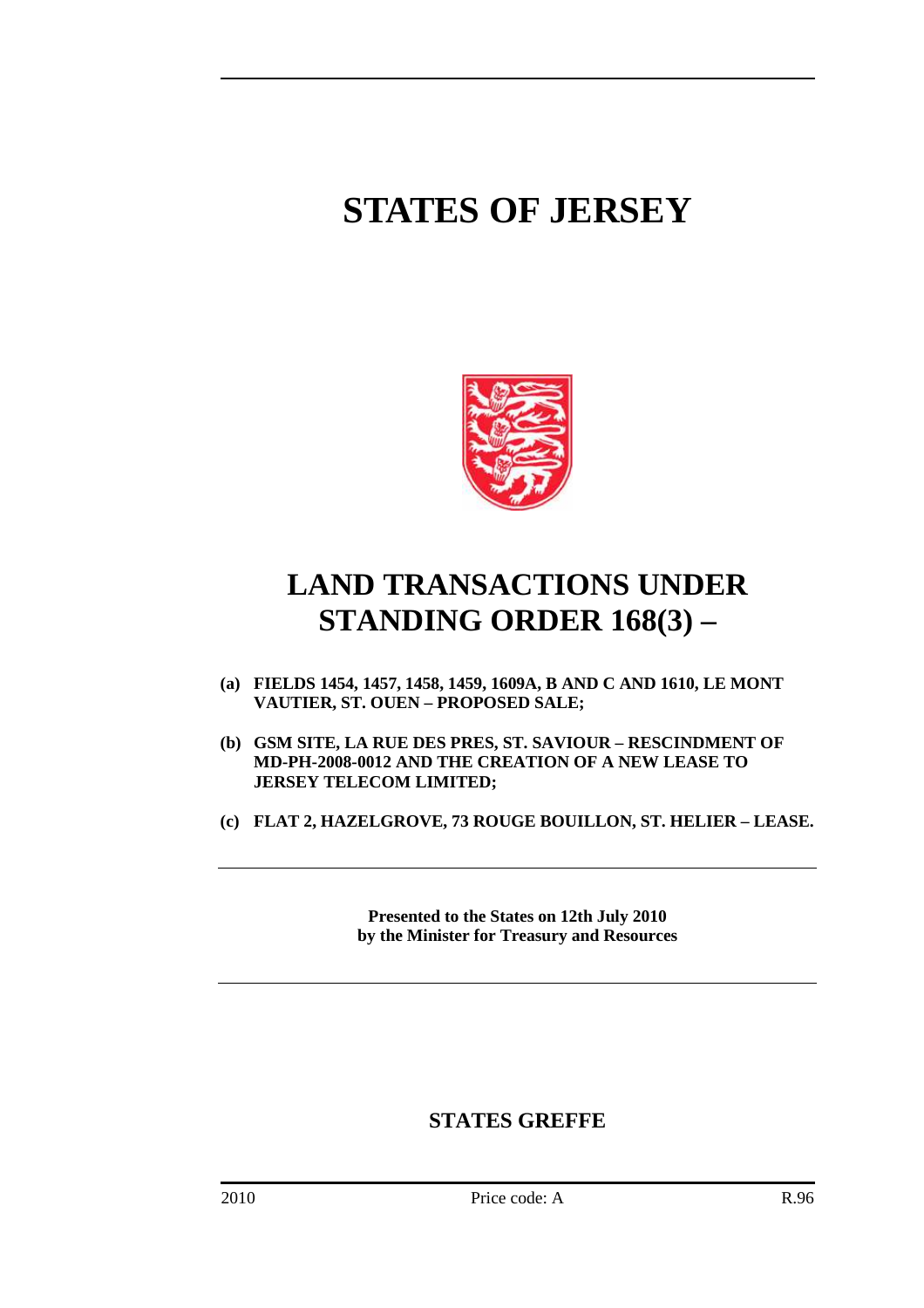# STATES OF JERSEY

# LAND TRANSACTIONS UNDER STANDING ORDER 168(3) –

**(a) FIELDS 1454, 1457, 1458, 1459, 1609A, B AND C AND 1610, LE MONT VAUTIER, ST. OUEN – PROPOSED SALE;**

**(b) GSM SITE, LA RUE DES PRES, ST. SAVIOUR – RESCINDMENT OF MD-PH-2008-0012 AND THE CREATION OF A NEW LEASE TO JERSEY TELECOM LIMITED;**

**(c) FLAT 2, HAZELGROVE, 73 ROUGE BOUILLON, ST. HELIER – LEASE.**

---

**Presented to the States on 12th July 2010 by the Minister for Treasury and Resources**

---

**STATES GREFFE**

2010 Price code: A R.96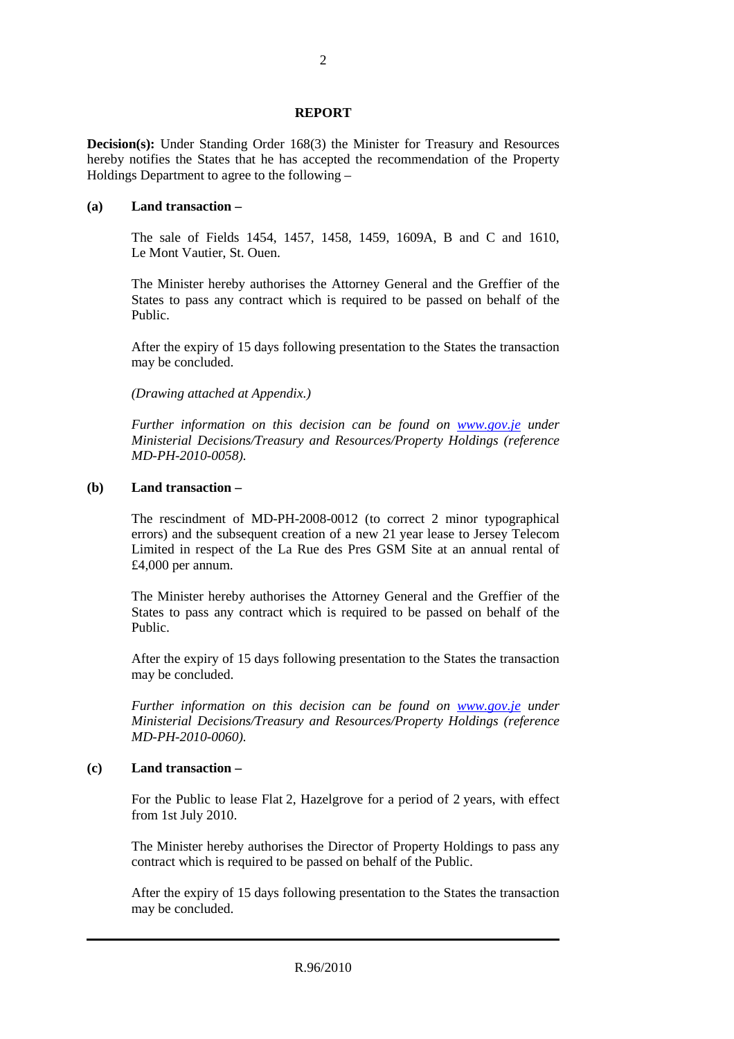## REPORT

**Decision(s):** Under Standing Order 168(3) the Minister for Treasury and Resources hereby notifies the States that he has accepted the recommendation of the Property Holdings Department to agree to the following –

**(a) Land transaction –**

The sale of Fields 1454, 1457, 1458, 1459, 1609A, B and C and 1610, Le Mont Vautier, St. Ouen.

The Minister hereby authorises the Attorney General and the Greffier of the States to pass any contract which is required to be passed on behalf of the Public.

After the expiry of 15 days following presentation to the States the transaction may be concluded.

*(Drawing attached at Appendix.)*

*Further information on this decision can be found on [www.gov.je](http://www.gov.je) under Ministerial Decisions/Treasury and Resources/Property Holdings (reference MD-PH-2010-0058).*

**(b) Land transaction –**

The rescindment of MD-PH-2008-0012 (to correct 2 minor typographical errors) and the subsequent creation of a new 21 year lease to Jersey Telecom Limited in respect of the La Rue des Pres GSM Site at an annual rental of £4,000 per annum.

The Minister hereby authorises the Attorney General and the Greffier of the States to pass any contract which is required to be passed on behalf of the Public.

After the expiry of 15 days following presentation to the States the transaction may be concluded.

*Further information on this decision can be found on [www.gov.je](http://www.gov.je) under Ministerial Decisions/Treasury and Resources/Property Holdings (reference MD-PH-2010-0060).*

**(c) Land transaction –**

For the Public to lease Flat 2, Hazelgrove for a period of 2 years, with effect from 1st July 2010.

The Minister hereby authorises the Director of Property Holdings to pass any contract which is required to be passed on behalf of the Public.

After the expiry of 15 days following presentation to the States the transaction may be concluded.

R.96/2010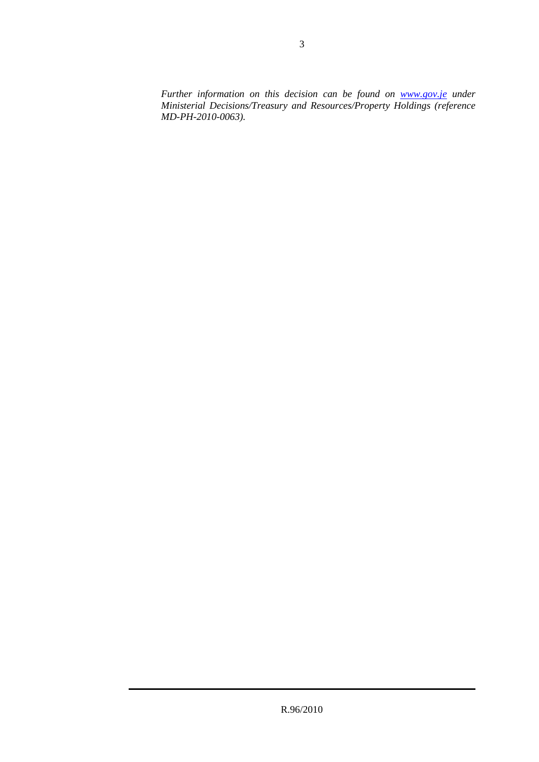*Further information on this decision can be found on [www.gov.je](http://www.gov.je) under Ministerial Decisions/Treasury and Resources/Property Holdings (reference MD-PH-2010-0063).*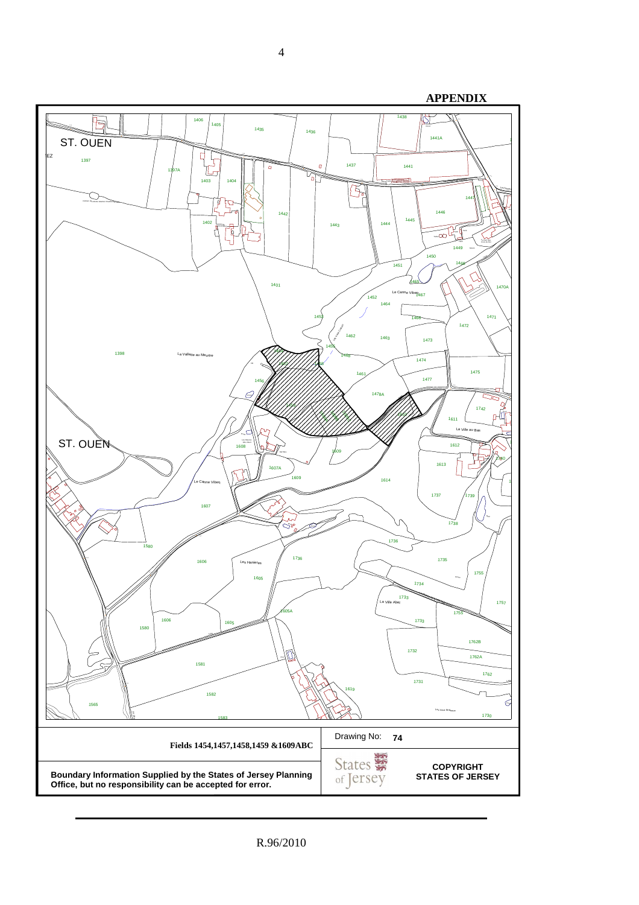**APPENDIX**

ST. OUEN

ST. OUEN

La Vallette au Meurtre

Le Carrefour Vibert

La Ville au Bas

Le Carrefour Vibert

Les Hamelins

La Ville Abel

1397
1397A
1398
1401
1402
1403
1404
1405
1406
1435
1436
1437
1438
1441
1441A
1442
1443
1444
1445
1446
1447
1449
1450
1451
1452
1453
1454
1455
1456
1457
1458
1459
1461
1462
1463
1464
1465
1466
1467
1468
1469
1470A
1471
1472
1473
1474
1475
1477
1478A
1580
1581
1582
1583
1565
1605
1605A
1606
1607
1607A
1608
1609
1611
1612
1613
1614
1619
1730
1731
1732
1733
1734
1735
1736
1737
1738
1739
1740
1742
1755
1757
1762
1762A
1762B

| | |
|---|---|
| **Fields 1454,1457,1458,1459 &1609ABC** | Drawing No: **74** |
| **Boundary Information Supplied by the States of Jersey Planning Office, but no responsibility can be accepted for error.** | States of Jersey — **COPYRIGHT STATES OF JERSEY** |

R.96/2010